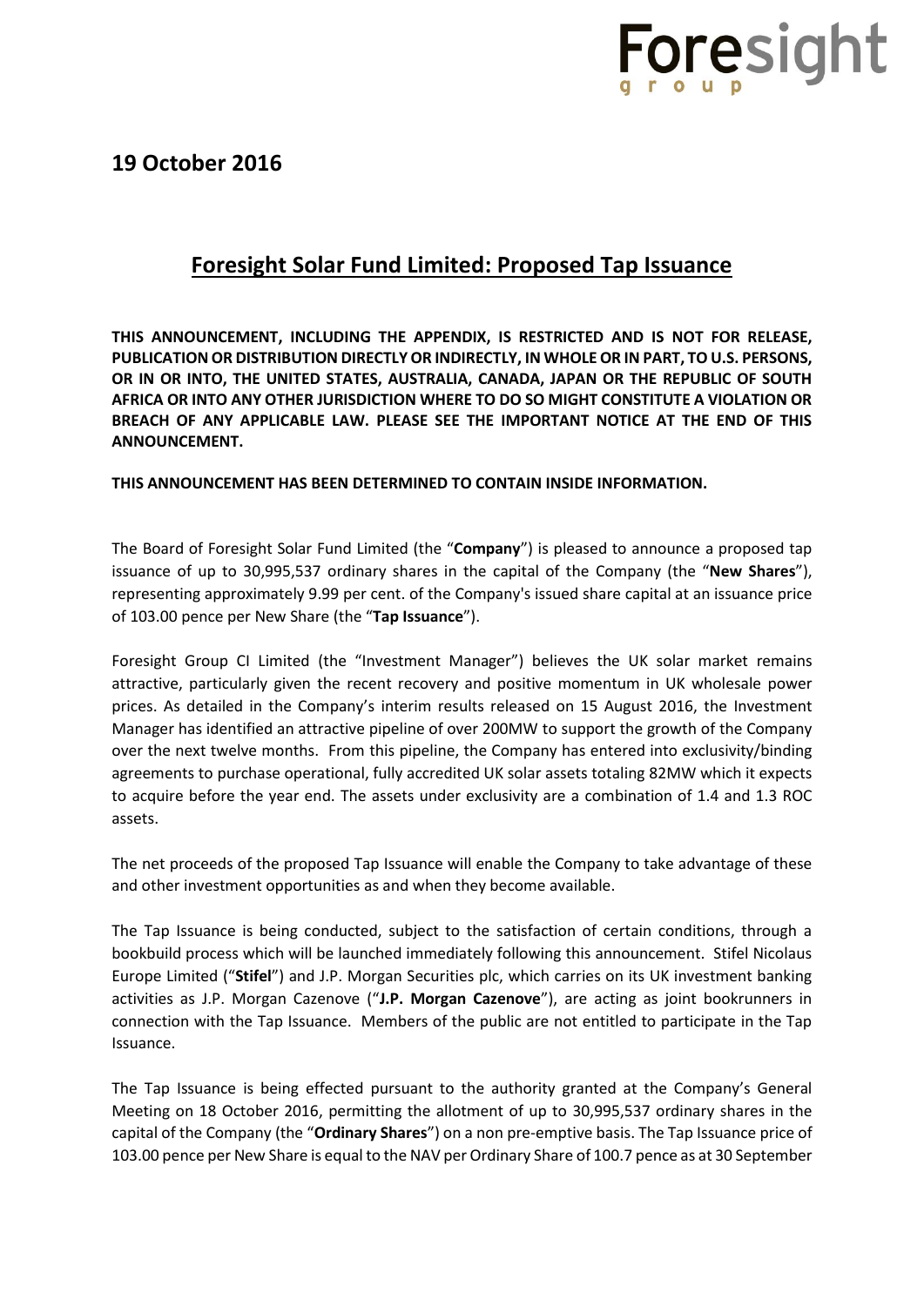Foresight group

## 19 October 2016

# Foresight Solar Fund Limited: Proposed Tap Issuance

**THIS ANNOUNCEMENT, INCLUDING THE APPENDIX, IS RESTRICTED AND IS NOT FOR RELEASE, PUBLICATION OR DISTRIBUTION DIRECTLY OR INDIRECTLY, IN WHOLE OR IN PART, TO U.S. PERSONS, OR IN OR INTO, THE UNITED STATES, AUSTRALIA, CANADA, JAPAN OR THE REPUBLIC OF SOUTH AFRICA OR INTO ANY OTHER JURISDICTION WHERE TO DO SO MIGHT CONSTITUTE A VIOLATION OR BREACH OF ANY APPLICABLE LAW. PLEASE SEE THE IMPORTANT NOTICE AT THE END OF THIS ANNOUNCEMENT.**

**THIS ANNOUNCEMENT HAS BEEN DETERMINED TO CONTAIN INSIDE INFORMATION.**

The Board of Foresight Solar Fund Limited (the "**Company**") is pleased to announce a proposed tap issuance of up to 30,995,537 ordinary shares in the capital of the Company (the "**New Shares**"), representing approximately 9.99 per cent. of the Company's issued share capital at an issuance price of 103.00 pence per New Share (the "**Tap Issuance**").

Foresight Group CI Limited (the "Investment Manager") believes the UK solar market remains attractive, particularly given the recent recovery and positive momentum in UK wholesale power prices. As detailed in the Company's interim results released on 15 August 2016, the Investment Manager has identified an attractive pipeline of over 200MW to support the growth of the Company over the next twelve months. From this pipeline, the Company has entered into exclusivity/binding agreements to purchase operational, fully accredited UK solar assets totaling 82MW which it expects to acquire before the year end. The assets under exclusivity are a combination of 1.4 and 1.3 ROC assets.

The net proceeds of the proposed Tap Issuance will enable the Company to take advantage of these and other investment opportunities as and when they become available.

The Tap Issuance is being conducted, subject to the satisfaction of certain conditions, through a bookbuild process which will be launched immediately following this announcement. Stifel Nicolaus Europe Limited ("**Stifel**") and J.P. Morgan Securities plc, which carries on its UK investment banking activities as J.P. Morgan Cazenove ("**J.P. Morgan Cazenove**"), are acting as joint bookrunners in connection with the Tap Issuance. Members of the public are not entitled to participate in the Tap Issuance.

The Tap Issuance is being effected pursuant to the authority granted at the Company's General Meeting on 18 October 2016, permitting the allotment of up to 30,995,537 ordinary shares in the capital of the Company (the "**Ordinary Shares**") on a non pre-emptive basis. The Tap Issuance price of 103.00 pence per New Share is equal to the NAV per Ordinary Share of 100.7 pence as at 30 September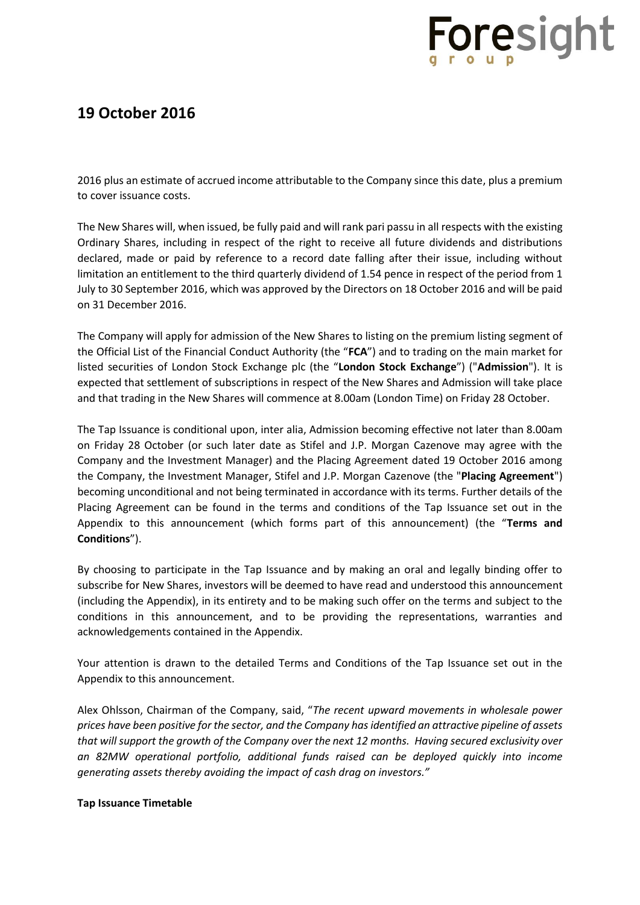## 19 October 2016

2016 plus an estimate of accrued income attributable to the Company since this date, plus a premium to cover issuance costs.

The New Shares will, when issued, be fully paid and will rank pari passu in all respects with the existing Ordinary Shares, including in respect of the right to receive all future dividends and distributions declared, made or paid by reference to a record date falling after their issue, including without limitation an entitlement to the third quarterly dividend of 1.54 pence in respect of the period from 1 July to 30 September 2016, which was approved by the Directors on 18 October 2016 and will be paid on 31 December 2016.

The Company will apply for admission of the New Shares to listing on the premium listing segment of the Official List of the Financial Conduct Authority (the "**FCA**") and to trading on the main market for listed securities of London Stock Exchange plc (the "**London Stock Exchange**") ("**Admission**"). It is expected that settlement of subscriptions in respect of the New Shares and Admission will take place and that trading in the New Shares will commence at 8.00am (London Time) on Friday 28 October.

The Tap Issuance is conditional upon, inter alia, Admission becoming effective not later than 8.00am on Friday 28 October (or such later date as Stifel and J.P. Morgan Cazenove may agree with the Company and the Investment Manager) and the Placing Agreement dated 19 October 2016 among the Company, the Investment Manager, Stifel and J.P. Morgan Cazenove (the "**Placing Agreement**") becoming unconditional and not being terminated in accordance with its terms. Further details of the Placing Agreement can be found in the terms and conditions of the Tap Issuance set out in the Appendix to this announcement (which forms part of this announcement) (the "**Terms and Conditions**").

By choosing to participate in the Tap Issuance and by making an oral and legally binding offer to subscribe for New Shares, investors will be deemed to have read and understood this announcement (including the Appendix), in its entirety and to be making such offer on the terms and subject to the conditions in this announcement, and to be providing the representations, warranties and acknowledgements contained in the Appendix.

Your attention is drawn to the detailed Terms and Conditions of the Tap Issuance set out in the Appendix to this announcement.

Alex Ohlsson, Chairman of the Company, said, "*The recent upward movements in wholesale power prices have been positive for the sector, and the Company has identified an attractive pipeline of assets that will support the growth of the Company over the next 12 months. Having secured exclusivity over an 82MW operational portfolio, additional funds raised can be deployed quickly into income generating assets thereby avoiding the impact of cash drag on investors.*"

**Tap Issuance Timetable**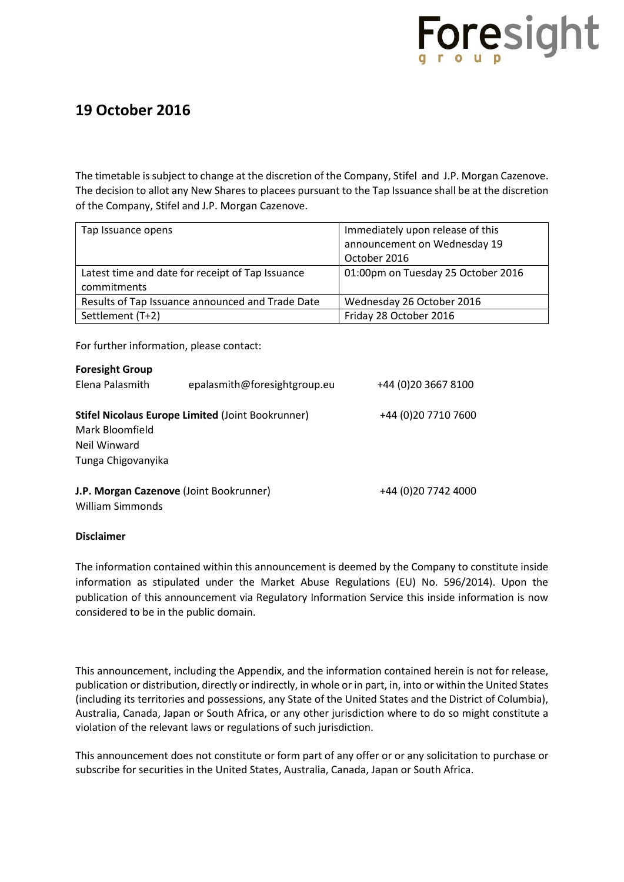## 19 October 2016

The timetable is subject to change at the discretion of the Company, Stifel and J.P. Morgan Cazenove. The decision to allot any New Shares to placees pursuant to the Tap Issuance shall be at the discretion of the Company, Stifel and J.P. Morgan Cazenove.

| | |
|---|---|
| Tap Issuance opens | Immediately upon release of this announcement on Wednesday 19 October 2016 |
| Latest time and date for receipt of Tap Issuance commitments | 01:00pm on Tuesday 25 October 2016 |
| Results of Tap Issuance announced and Trade Date | Wednesday 26 October 2016 |
| Settlement (T+2) | Friday 28 October 2016 |

For further information, please contact:

**Foresight Group**
Elena Palasmith epalasmith@foresightgroup.eu +44 (0)20 3667 8100

**Stifel Nicolaus Europe Limited** (Joint Bookrunner) +44 (0)20 7710 7600
Mark Bloomfield
Neil Winward
Tunga Chigovanyika

**J.P. Morgan Cazenove** (Joint Bookrunner) +44 (0)20 7742 4000
William Simmonds

**Disclaimer**

The information contained within this announcement is deemed by the Company to constitute inside information as stipulated under the Market Abuse Regulations (EU) No. 596/2014). Upon the publication of this announcement via Regulatory Information Service this inside information is now considered to be in the public domain.

This announcement, including the Appendix, and the information contained herein is not for release, publication or distribution, directly or indirectly, in whole or in part, in, into or within the United States (including its territories and possessions, any State of the United States and the District of Columbia), Australia, Canada, Japan or South Africa, or any other jurisdiction where to do so might constitute a violation of the relevant laws or regulations of such jurisdiction.

This announcement does not constitute or form part of any offer or or any solicitation to purchase or subscribe for securities in the United States, Australia, Canada, Japan or South Africa.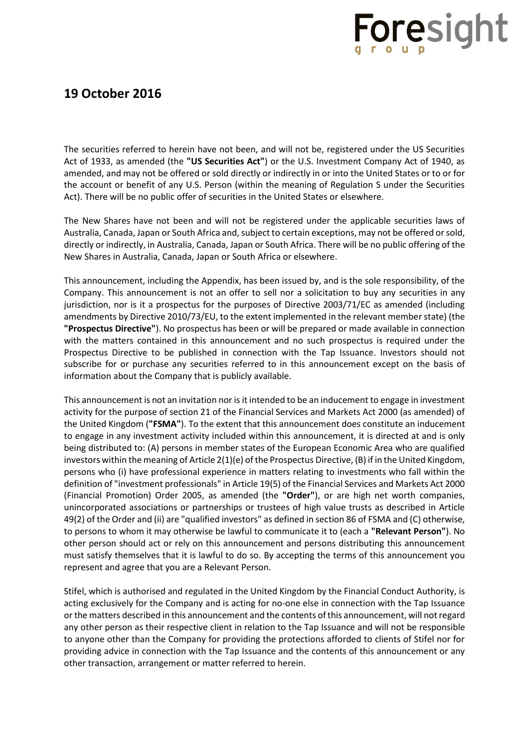## 19 October 2016

The securities referred to herein have not been, and will not be, registered under the US Securities Act of 1933, as amended (the **"US Securities Act"**) or the U.S. Investment Company Act of 1940, as amended, and may not be offered or sold directly or indirectly in or into the United States or to or for the account or benefit of any U.S. Person (within the meaning of Regulation S under the Securities Act). There will be no public offer of securities in the United States or elsewhere.

The New Shares have not been and will not be registered under the applicable securities laws of Australia, Canada, Japan or South Africa and, subject to certain exceptions, may not be offered or sold, directly or indirectly, in Australia, Canada, Japan or South Africa. There will be no public offering of the New Shares in Australia, Canada, Japan or South Africa or elsewhere.

This announcement, including the Appendix, has been issued by, and is the sole responsibility, of the Company. This announcement is not an offer to sell nor a solicitation to buy any securities in any jurisdiction, nor is it a prospectus for the purposes of Directive 2003/71/EC as amended (including amendments by Directive 2010/73/EU, to the extent implemented in the relevant member state) (the **"Prospectus Directive"**). No prospectus has been or will be prepared or made available in connection with the matters contained in this announcement and no such prospectus is required under the Prospectus Directive to be published in connection with the Tap Issuance. Investors should not subscribe for or purchase any securities referred to in this announcement except on the basis of information about the Company that is publicly available.

This announcement is not an invitation nor is it intended to be an inducement to engage in investment activity for the purpose of section 21 of the Financial Services and Markets Act 2000 (as amended) of the United Kingdom (**"FSMA"**). To the extent that this announcement does constitute an inducement to engage in any investment activity included within this announcement, it is directed at and is only being distributed to: (A) persons in member states of the European Economic Area who are qualified investors within the meaning of Article 2(1)(e) of the Prospectus Directive, (B) if in the United Kingdom, persons who (i) have professional experience in matters relating to investments who fall within the definition of "investment professionals" in Article 19(5) of the Financial Services and Markets Act 2000 (Financial Promotion) Order 2005, as amended (the **"Order"**), or are high net worth companies, unincorporated associations or partnerships or trustees of high value trusts as described in Article 49(2) of the Order and (ii) are "qualified investors" as defined in section 86 of FSMA and (C) otherwise, to persons to whom it may otherwise be lawful to communicate it to (each a **"Relevant Person"**). No other person should act or rely on this announcement and persons distributing this announcement must satisfy themselves that it is lawful to do so. By accepting the terms of this announcement you represent and agree that you are a Relevant Person.

Stifel, which is authorised and regulated in the United Kingdom by the Financial Conduct Authority, is acting exclusively for the Company and is acting for no-one else in connection with the Tap Issuance or the matters described in this announcement and the contents of this announcement, will not regard any other person as their respective client in relation to the Tap Issuance and will not be responsible to anyone other than the Company for providing the protections afforded to clients of Stifel nor for providing advice in connection with the Tap Issuance and the contents of this announcement or any other transaction, arrangement or matter referred to herein.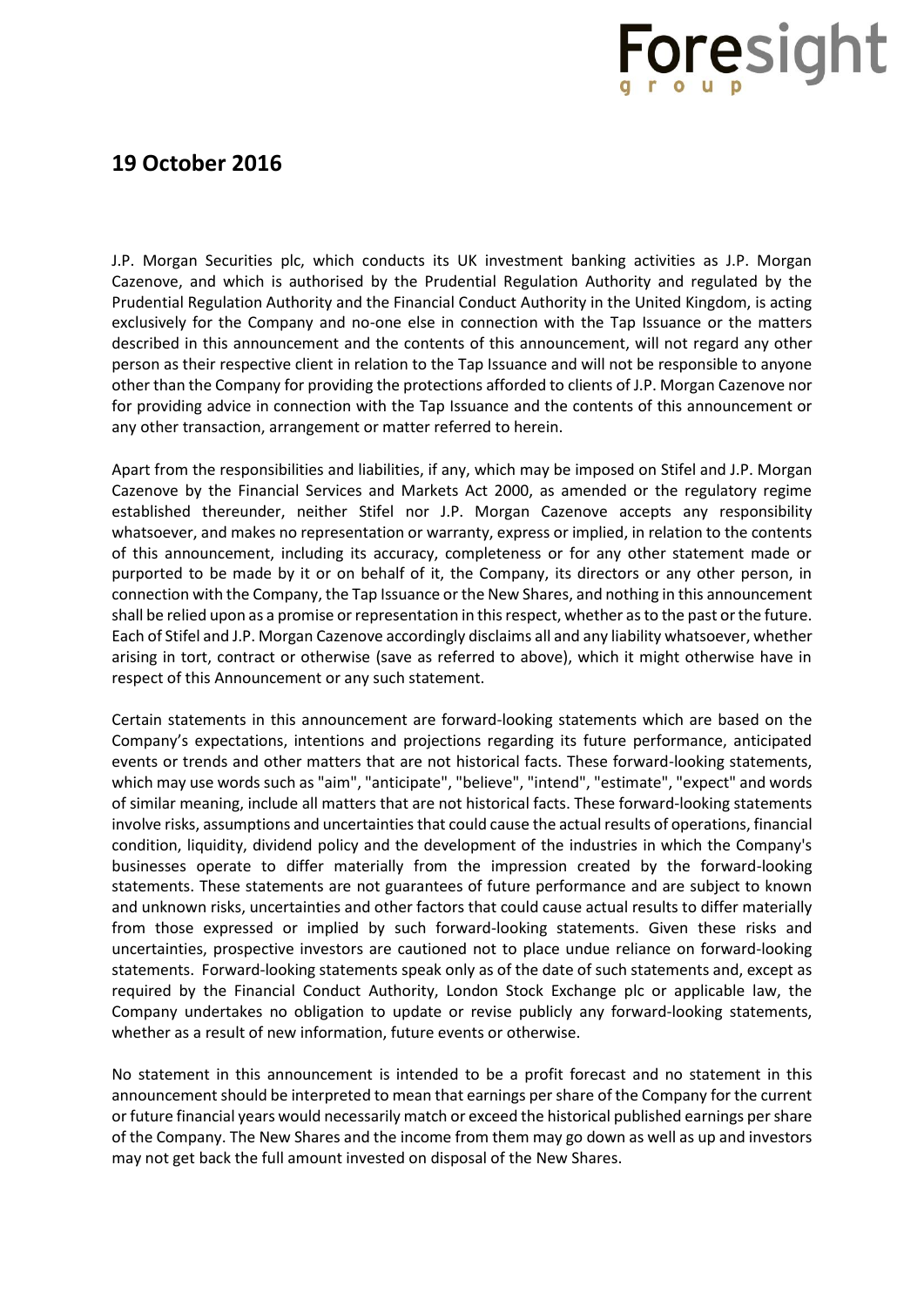## 19 October 2016

J.P. Morgan Securities plc, which conducts its UK investment banking activities as J.P. Morgan Cazenove, and which is authorised by the Prudential Regulation Authority and regulated by the Prudential Regulation Authority and the Financial Conduct Authority in the United Kingdom, is acting exclusively for the Company and no-one else in connection with the Tap Issuance or the matters described in this announcement and the contents of this announcement, will not regard any other person as their respective client in relation to the Tap Issuance and will not be responsible to anyone other than the Company for providing the protections afforded to clients of J.P. Morgan Cazenove nor for providing advice in connection with the Tap Issuance and the contents of this announcement or any other transaction, arrangement or matter referred to herein.

Apart from the responsibilities and liabilities, if any, which may be imposed on Stifel and J.P. Morgan Cazenove by the Financial Services and Markets Act 2000, as amended or the regulatory regime established thereunder, neither Stifel nor J.P. Morgan Cazenove accepts any responsibility whatsoever, and makes no representation or warranty, express or implied, in relation to the contents of this announcement, including its accuracy, completeness or for any other statement made or purported to be made by it or on behalf of it, the Company, its directors or any other person, in connection with the Company, the Tap Issuance or the New Shares, and nothing in this announcement shall be relied upon as a promise or representation in this respect, whether as to the past or the future. Each of Stifel and J.P. Morgan Cazenove accordingly disclaims all and any liability whatsoever, whether arising in tort, contract or otherwise (save as referred to above), which it might otherwise have in respect of this Announcement or any such statement.

Certain statements in this announcement are forward-looking statements which are based on the Company's expectations, intentions and projections regarding its future performance, anticipated events or trends and other matters that are not historical facts. These forward-looking statements, which may use words such as "aim", "anticipate", "believe", "intend", "estimate", "expect" and words of similar meaning, include all matters that are not historical facts. These forward-looking statements involve risks, assumptions and uncertainties that could cause the actual results of operations, financial condition, liquidity, dividend policy and the development of the industries in which the Company's businesses operate to differ materially from the impression created by the forward-looking statements. These statements are not guarantees of future performance and are subject to known and unknown risks, uncertainties and other factors that could cause actual results to differ materially from those expressed or implied by such forward-looking statements. Given these risks and uncertainties, prospective investors are cautioned not to place undue reliance on forward-looking statements. Forward-looking statements speak only as of the date of such statements and, except as required by the Financial Conduct Authority, London Stock Exchange plc or applicable law, the Company undertakes no obligation to update or revise publicly any forward-looking statements, whether as a result of new information, future events or otherwise.

No statement in this announcement is intended to be a profit forecast and no statement in this announcement should be interpreted to mean that earnings per share of the Company for the current or future financial years would necessarily match or exceed the historical published earnings per share of the Company. The New Shares and the income from them may go down as well as up and investors may not get back the full amount invested on disposal of the New Shares.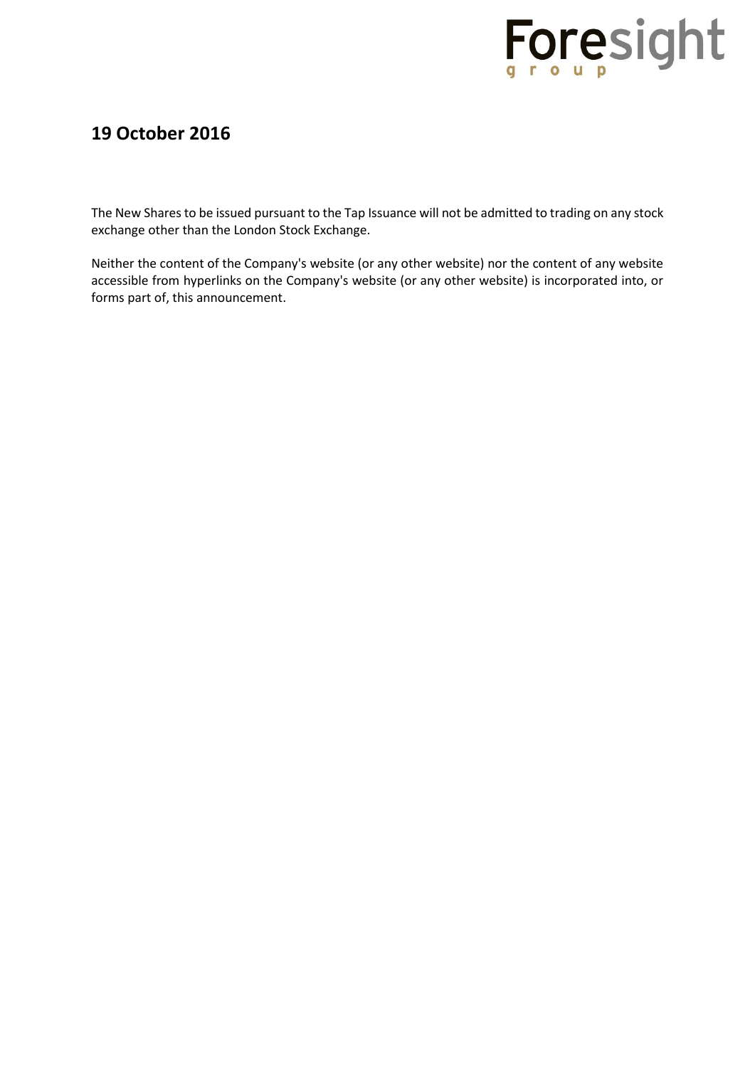## 19 October 2016

The New Shares to be issued pursuant to the Tap Issuance will not be admitted to trading on any stock exchange other than the London Stock Exchange.

Neither the content of the Company's website (or any other website) nor the content of any website accessible from hyperlinks on the Company's website (or any other website) is incorporated into, or forms part of, this announcement.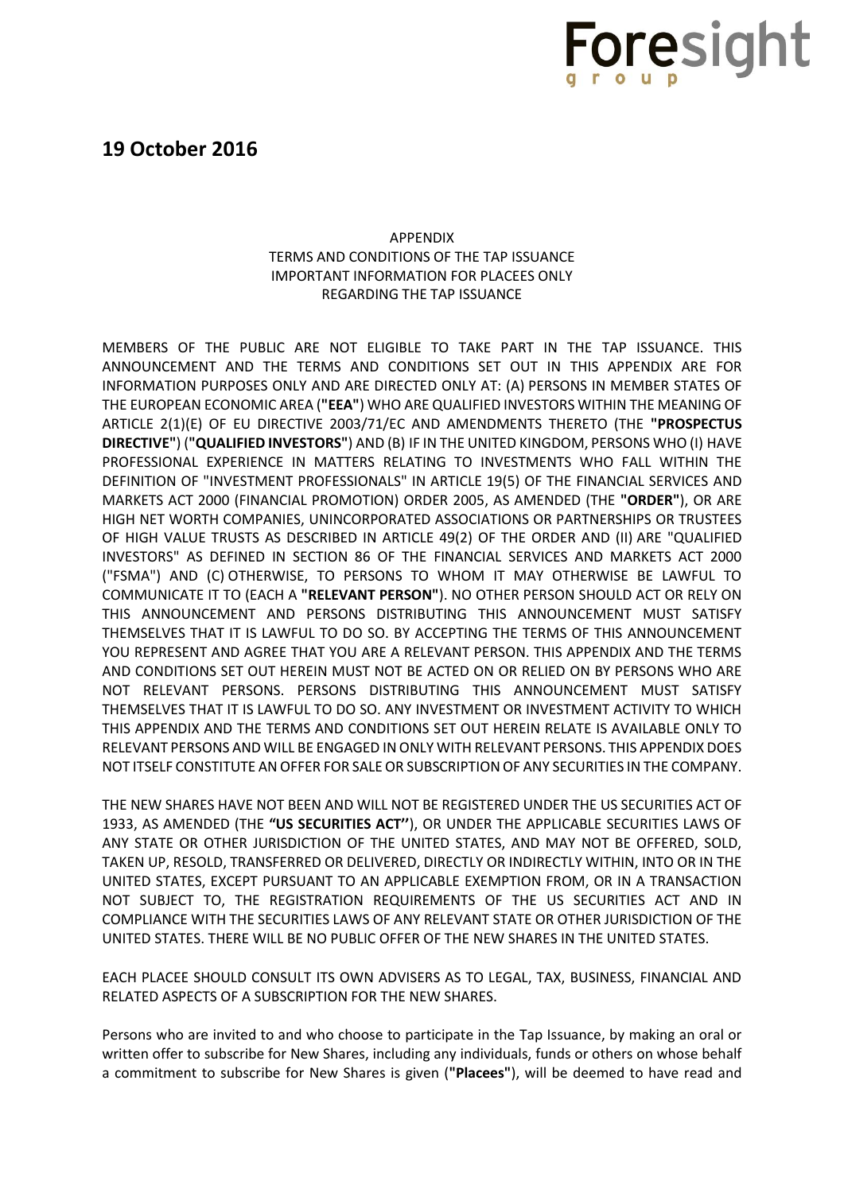## 19 October 2016

APPENDIX
TERMS AND CONDITIONS OF THE TAP ISSUANCE
IMPORTANT INFORMATION FOR PLACEES ONLY
REGARDING THE TAP ISSUANCE

MEMBERS OF THE PUBLIC ARE NOT ELIGIBLE TO TAKE PART IN THE TAP ISSUANCE. THIS ANNOUNCEMENT AND THE TERMS AND CONDITIONS SET OUT IN THIS APPENDIX ARE FOR INFORMATION PURPOSES ONLY AND ARE DIRECTED ONLY AT: (A) PERSONS IN MEMBER STATES OF THE EUROPEAN ECONOMIC AREA (**"EEA"**) WHO ARE QUALIFIED INVESTORS WITHIN THE MEANING OF ARTICLE 2(1)(E) OF EU DIRECTIVE 2003/71/EC AND AMENDMENTS THERETO (THE **"PROSPECTUS DIRECTIVE"**) (**"QUALIFIED INVESTORS"**) AND (B) IF IN THE UNITED KINGDOM, PERSONS WHO (I) HAVE PROFESSIONAL EXPERIENCE IN MATTERS RELATING TO INVESTMENTS WHO FALL WITHIN THE DEFINITION OF "INVESTMENT PROFESSIONALS" IN ARTICLE 19(5) OF THE FINANCIAL SERVICES AND MARKETS ACT 2000 (FINANCIAL PROMOTION) ORDER 2005, AS AMENDED (THE **"ORDER"**), OR ARE HIGH NET WORTH COMPANIES, UNINCORPORATED ASSOCIATIONS OR PARTNERSHIPS OR TRUSTEES OF HIGH VALUE TRUSTS AS DESCRIBED IN ARTICLE 49(2) OF THE ORDER AND (II) ARE "QUALIFIED INVESTORS" AS DEFINED IN SECTION 86 OF THE FINANCIAL SERVICES AND MARKETS ACT 2000 ("FSMA") AND (C) OTHERWISE, TO PERSONS TO WHOM IT MAY OTHERWISE BE LAWFUL TO COMMUNICATE IT TO (EACH A **"RELEVANT PERSON"**). NO OTHER PERSON SHOULD ACT OR RELY ON THIS ANNOUNCEMENT AND PERSONS DISTRIBUTING THIS ANNOUNCEMENT MUST SATISFY THEMSELVES THAT IT IS LAWFUL TO DO SO. BY ACCEPTING THE TERMS OF THIS ANNOUNCEMENT YOU REPRESENT AND AGREE THAT YOU ARE A RELEVANT PERSON. THIS APPENDIX AND THE TERMS AND CONDITIONS SET OUT HEREIN MUST NOT BE ACTED ON OR RELIED ON BY PERSONS WHO ARE NOT RELEVANT PERSONS. PERSONS DISTRIBUTING THIS ANNOUNCEMENT MUST SATISFY THEMSELVES THAT IT IS LAWFUL TO DO SO. ANY INVESTMENT OR INVESTMENT ACTIVITY TO WHICH THIS APPENDIX AND THE TERMS AND CONDITIONS SET OUT HEREIN RELATE IS AVAILABLE ONLY TO RELEVANT PERSONS AND WILL BE ENGAGED IN ONLY WITH RELEVANT PERSONS. THIS APPENDIX DOES NOT ITSELF CONSTITUTE AN OFFER FOR SALE OR SUBSCRIPTION OF ANY SECURITIES IN THE COMPANY.

THE NEW SHARES HAVE NOT BEEN AND WILL NOT BE REGISTERED UNDER THE US SECURITIES ACT OF 1933, AS AMENDED (THE **"US SECURITIES ACT"**), OR UNDER THE APPLICABLE SECURITIES LAWS OF ANY STATE OR OTHER JURISDICTION OF THE UNITED STATES, AND MAY NOT BE OFFERED, SOLD, TAKEN UP, RESOLD, TRANSFERRED OR DELIVERED, DIRECTLY OR INDIRECTLY WITHIN, INTO OR IN THE UNITED STATES, EXCEPT PURSUANT TO AN APPLICABLE EXEMPTION FROM, OR IN A TRANSACTION NOT SUBJECT TO, THE REGISTRATION REQUIREMENTS OF THE US SECURITIES ACT AND IN COMPLIANCE WITH THE SECURITIES LAWS OF ANY RELEVANT STATE OR OTHER JURISDICTION OF THE UNITED STATES. THERE WILL BE NO PUBLIC OFFER OF THE NEW SHARES IN THE UNITED STATES.

EACH PLACEE SHOULD CONSULT ITS OWN ADVISERS AS TO LEGAL, TAX, BUSINESS, FINANCIAL AND RELATED ASPECTS OF A SUBSCRIPTION FOR THE NEW SHARES.

Persons who are invited to and who choose to participate in the Tap Issuance, by making an oral or written offer to subscribe for New Shares, including any individuals, funds or others on whose behalf a commitment to subscribe for New Shares is given (**"Placees"**), will be deemed to have read and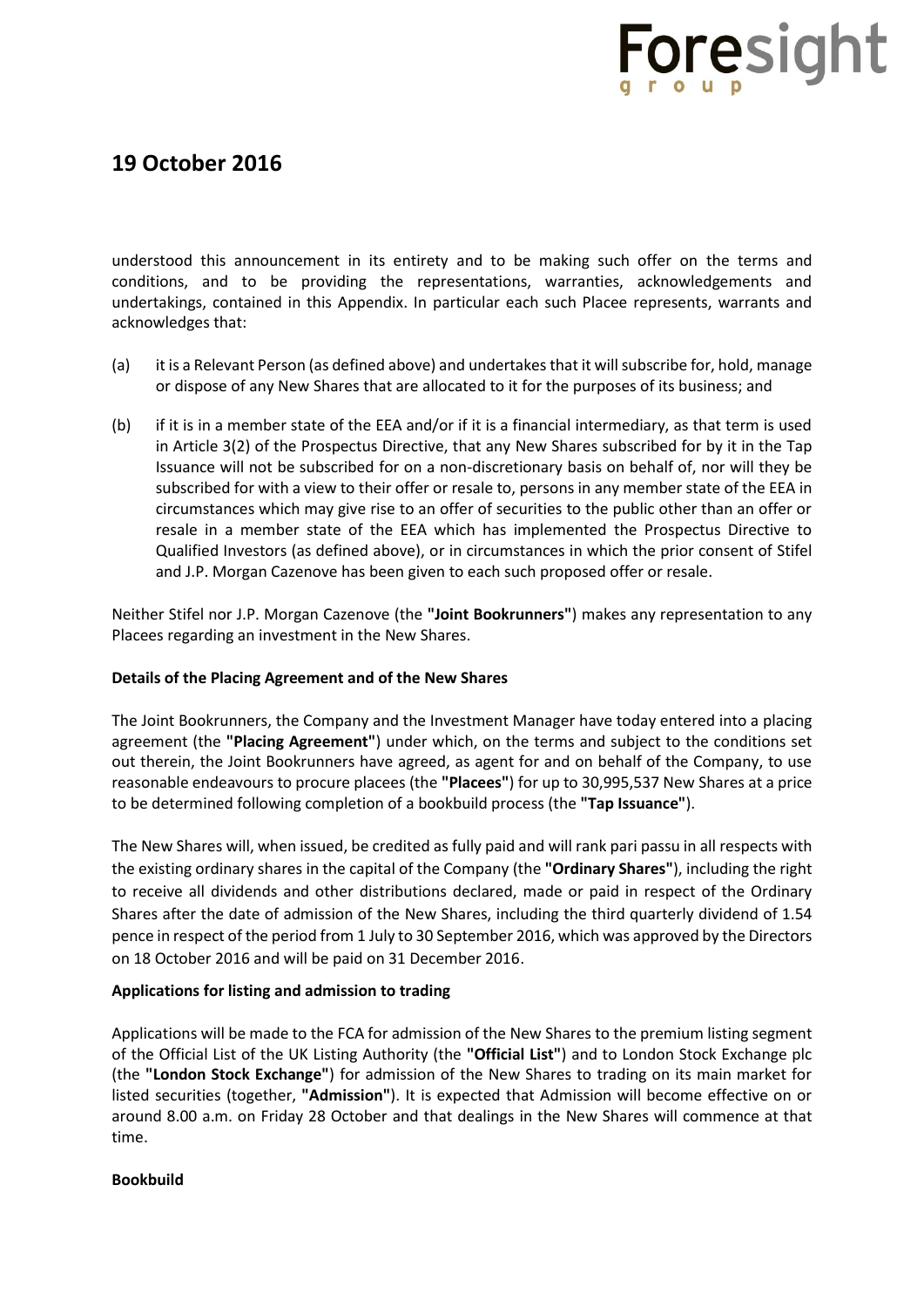## 19 October 2016

understood this announcement in its entirety and to be making such offer on the terms and conditions, and to be providing the representations, warranties, acknowledgements and undertakings, contained in this Appendix. In particular each such Placee represents, warrants and acknowledges that:

(a) it is a Relevant Person (as defined above) and undertakes that it will subscribe for, hold, manage or dispose of any New Shares that are allocated to it for the purposes of its business; and

(b) if it is in a member state of the EEA and/or if it is a financial intermediary, as that term is used in Article 3(2) of the Prospectus Directive, that any New Shares subscribed for by it in the Tap Issuance will not be subscribed for on a non-discretionary basis on behalf of, nor will they be subscribed for with a view to their offer or resale to, persons in any member state of the EEA in circumstances which may give rise to an offer of securities to the public other than an offer or resale in a member state of the EEA which has implemented the Prospectus Directive to Qualified Investors (as defined above), or in circumstances in which the prior consent of Stifel and J.P. Morgan Cazenove has been given to each such proposed offer or resale.

Neither Stifel nor J.P. Morgan Cazenove (the **"Joint Bookrunners"**) makes any representation to any Placees regarding an investment in the New Shares.

**Details of the Placing Agreement and of the New Shares**

The Joint Bookrunners, the Company and the Investment Manager have today entered into a placing agreement (the **"Placing Agreement"**) under which, on the terms and subject to the conditions set out therein, the Joint Bookrunners have agreed, as agent for and on behalf of the Company, to use reasonable endeavours to procure placees (the **"Placees"**) for up to 30,995,537 New Shares at a price to be determined following completion of a bookbuild process (the **"Tap Issuance"**).

The New Shares will, when issued, be credited as fully paid and will rank pari passu in all respects with the existing ordinary shares in the capital of the Company (the **"Ordinary Shares"**), including the right to receive all dividends and other distributions declared, made or paid in respect of the Ordinary Shares after the date of admission of the New Shares, including the third quarterly dividend of 1.54 pence in respect of the period from 1 July to 30 September 2016, which was approved by the Directors on 18 October 2016 and will be paid on 31 December 2016.

**Applications for listing and admission to trading**

Applications will be made to the FCA for admission of the New Shares to the premium listing segment of the Official List of the UK Listing Authority (the **"Official List"**) and to London Stock Exchange plc (the **"London Stock Exchange"**) for admission of the New Shares to trading on its main market for listed securities (together, **"Admission"**). It is expected that Admission will become effective on or around 8.00 a.m. on Friday 28 October and that dealings in the New Shares will commence at that time.

**Bookbuild**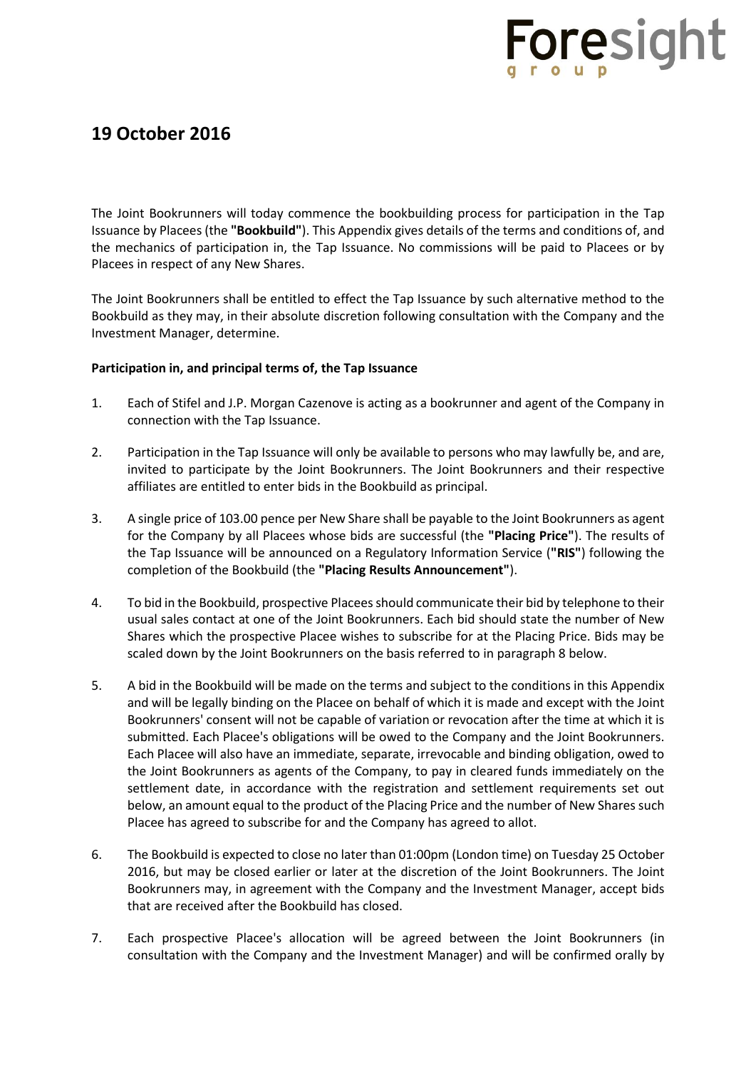## 19 October 2016

The Joint Bookrunners will today commence the bookbuilding process for participation in the Tap Issuance by Placees (the **"Bookbuild"**). This Appendix gives details of the terms and conditions of, and the mechanics of participation in, the Tap Issuance. No commissions will be paid to Placees or by Placees in respect of any New Shares.

The Joint Bookrunners shall be entitled to effect the Tap Issuance by such alternative method to the Bookbuild as they may, in their absolute discretion following consultation with the Company and the Investment Manager, determine.

**Participation in, and principal terms of, the Tap Issuance**

1. Each of Stifel and J.P. Morgan Cazenove is acting as a bookrunner and agent of the Company in connection with the Tap Issuance.

2. Participation in the Tap Issuance will only be available to persons who may lawfully be, and are, invited to participate by the Joint Bookrunners. The Joint Bookrunners and their respective affiliates are entitled to enter bids in the Bookbuild as principal.

3. A single price of 103.00 pence per New Share shall be payable to the Joint Bookrunners as agent for the Company by all Placees whose bids are successful (the **"Placing Price"**). The results of the Tap Issuance will be announced on a Regulatory Information Service (**"RIS"**) following the completion of the Bookbuild (the **"Placing Results Announcement"**).

4. To bid in the Bookbuild, prospective Placees should communicate their bid by telephone to their usual sales contact at one of the Joint Bookrunners. Each bid should state the number of New Shares which the prospective Placee wishes to subscribe for at the Placing Price. Bids may be scaled down by the Joint Bookrunners on the basis referred to in paragraph 8 below.

5. A bid in the Bookbuild will be made on the terms and subject to the conditions in this Appendix and will be legally binding on the Placee on behalf of which it is made and except with the Joint Bookrunners' consent will not be capable of variation or revocation after the time at which it is submitted. Each Placee's obligations will be owed to the Company and the Joint Bookrunners. Each Placee will also have an immediate, separate, irrevocable and binding obligation, owed to the Joint Bookrunners as agents of the Company, to pay in cleared funds immediately on the settlement date, in accordance with the registration and settlement requirements set out below, an amount equal to the product of the Placing Price and the number of New Shares such Placee has agreed to subscribe for and the Company has agreed to allot.

6. The Bookbuild is expected to close no later than 01:00pm (London time) on Tuesday 25 October 2016, but may be closed earlier or later at the discretion of the Joint Bookrunners. The Joint Bookrunners may, in agreement with the Company and the Investment Manager, accept bids that are received after the Bookbuild has closed.

7. Each prospective Placee's allocation will be agreed between the Joint Bookrunners (in consultation with the Company and the Investment Manager) and will be confirmed orally by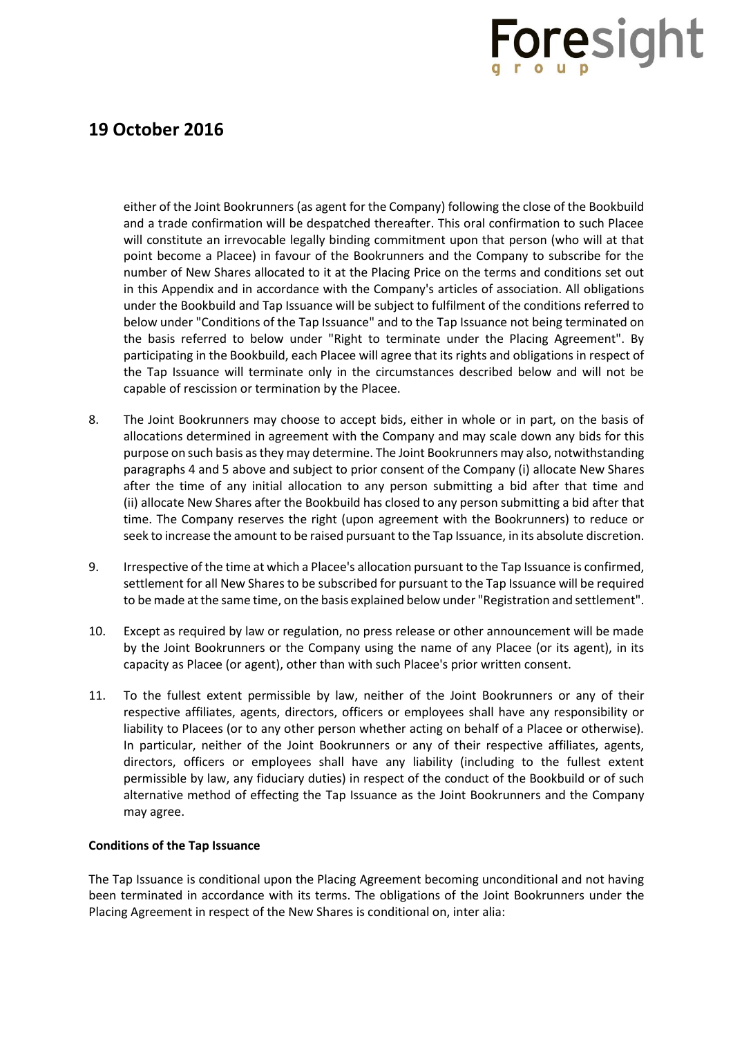## 19 October 2016

either of the Joint Bookrunners (as agent for the Company) following the close of the Bookbuild and a trade confirmation will be despatched thereafter. This oral confirmation to such Placee will constitute an irrevocable legally binding commitment upon that person (who will at that point become a Placee) in favour of the Bookrunners and the Company to subscribe for the number of New Shares allocated to it at the Placing Price on the terms and conditions set out in this Appendix and in accordance with the Company's articles of association. All obligations under the Bookbuild and Tap Issuance will be subject to fulfilment of the conditions referred to below under "Conditions of the Tap Issuance" and to the Tap Issuance not being terminated on the basis referred to below under "Right to terminate under the Placing Agreement". By participating in the Bookbuild, each Placee will agree that its rights and obligations in respect of the Tap Issuance will terminate only in the circumstances described below and will not be capable of rescission or termination by the Placee.

8. The Joint Bookrunners may choose to accept bids, either in whole or in part, on the basis of allocations determined in agreement with the Company and may scale down any bids for this purpose on such basis as they may determine. The Joint Bookrunners may also, notwithstanding paragraphs 4 and 5 above and subject to prior consent of the Company (i) allocate New Shares after the time of any initial allocation to any person submitting a bid after that time and (ii) allocate New Shares after the Bookbuild has closed to any person submitting a bid after that time. The Company reserves the right (upon agreement with the Bookrunners) to reduce or seek to increase the amount to be raised pursuant to the Tap Issuance, in its absolute discretion.

9. Irrespective of the time at which a Placee's allocation pursuant to the Tap Issuance is confirmed, settlement for all New Shares to be subscribed for pursuant to the Tap Issuance will be required to be made at the same time, on the basis explained below under "Registration and settlement".

10. Except as required by law or regulation, no press release or other announcement will be made by the Joint Bookrunners or the Company using the name of any Placee (or its agent), in its capacity as Placee (or agent), other than with such Placee's prior written consent.

11. To the fullest extent permissible by law, neither of the Joint Bookrunners or any of their respective affiliates, agents, directors, officers or employees shall have any responsibility or liability to Placees (or to any other person whether acting on behalf of a Placee or otherwise). In particular, neither of the Joint Bookrunners or any of their respective affiliates, agents, directors, officers or employees shall have any liability (including to the fullest extent permissible by law, any fiduciary duties) in respect of the conduct of the Bookbuild or of such alternative method of effecting the Tap Issuance as the Joint Bookrunners and the Company may agree.

**Conditions of the Tap Issuance**

The Tap Issuance is conditional upon the Placing Agreement becoming unconditional and not having been terminated in accordance with its terms. The obligations of the Joint Bookrunners under the Placing Agreement in respect of the New Shares is conditional on, inter alia: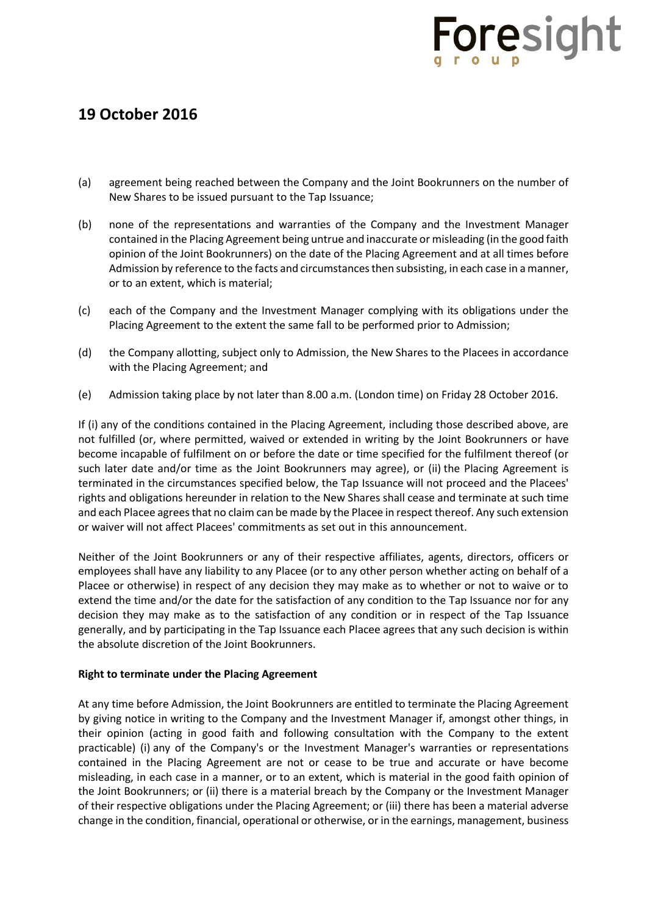## 19 October 2016

(a) agreement being reached between the Company and the Joint Bookrunners on the number of New Shares to be issued pursuant to the Tap Issuance;

(b) none of the representations and warranties of the Company and the Investment Manager contained in the Placing Agreement being untrue and inaccurate or misleading (in the good faith opinion of the Joint Bookrunners) on the date of the Placing Agreement and at all times before Admission by reference to the facts and circumstances then subsisting, in each case in a manner, or to an extent, which is material;

(c) each of the Company and the Investment Manager complying with its obligations under the Placing Agreement to the extent the same fall to be performed prior to Admission;

(d) the Company allotting, subject only to Admission, the New Shares to the Placees in accordance with the Placing Agreement; and

(e) Admission taking place by not later than 8.00 a.m. (London time) on Friday 28 October 2016.

If (i) any of the conditions contained in the Placing Agreement, including those described above, are not fulfilled (or, where permitted, waived or extended in writing by the Joint Bookrunners or have become incapable of fulfilment on or before the date or time specified for the fulfilment thereof (or such later date and/or time as the Joint Bookrunners may agree), or (ii) the Placing Agreement is terminated in the circumstances specified below, the Tap Issuance will not proceed and the Placees' rights and obligations hereunder in relation to the New Shares shall cease and terminate at such time and each Placee agrees that no claim can be made by the Placee in respect thereof. Any such extension or waiver will not affect Placees' commitments as set out in this announcement.

Neither of the Joint Bookrunners or any of their respective affiliates, agents, directors, officers or employees shall have any liability to any Placee (or to any other person whether acting on behalf of a Placee or otherwise) in respect of any decision they may make as to whether or not to waive or to extend the time and/or the date for the satisfaction of any condition to the Tap Issuance nor for any decision they may make as to the satisfaction of any condition or in respect of the Tap Issuance generally, and by participating in the Tap Issuance each Placee agrees that any such decision is within the absolute discretion of the Joint Bookrunners.

**Right to terminate under the Placing Agreement**

At any time before Admission, the Joint Bookrunners are entitled to terminate the Placing Agreement by giving notice in writing to the Company and the Investment Manager if, amongst other things, in their opinion (acting in good faith and following consultation with the Company to the extent practicable) (i) any of the Company's or the Investment Manager's warranties or representations contained in the Placing Agreement are not or cease to be true and accurate or have become misleading, in each case in a manner, or to an extent, which is material in the good faith opinion of the Joint Bookrunners; or (ii) there is a material breach by the Company or the Investment Manager of their respective obligations under the Placing Agreement; or (iii) there has been a material adverse change in the condition, financial, operational or otherwise, or in the earnings, management, business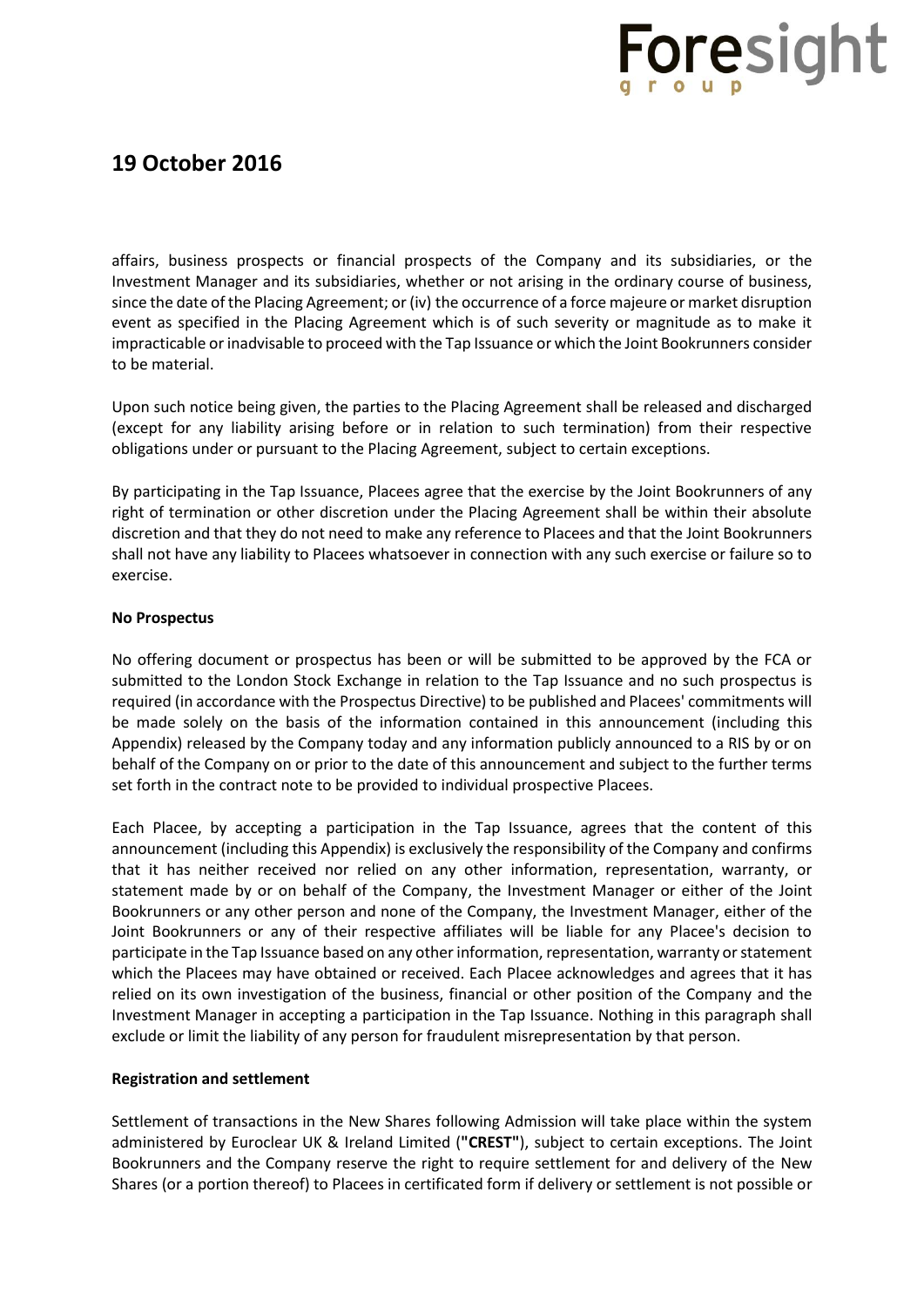affairs, business prospects or financial prospects of the Company and its subsidiaries, or the Investment Manager and its subsidiaries, whether or not arising in the ordinary course of business, since the date of the Placing Agreement; or (iv) the occurrence of a force majeure or market disruption event as specified in the Placing Agreement which is of such severity or magnitude as to make it impracticable or inadvisable to proceed with the Tap Issuance or which the Joint Bookrunners consider to be material.

Upon such notice being given, the parties to the Placing Agreement shall be released and discharged (except for any liability arising before or in relation to such termination) from their respective obligations under or pursuant to the Placing Agreement, subject to certain exceptions.

By participating in the Tap Issuance, Placees agree that the exercise by the Joint Bookrunners of any right of termination or other discretion under the Placing Agreement shall be within their absolute discretion and that they do not need to make any reference to Placees and that the Joint Bookrunners shall not have any liability to Placees whatsoever in connection with any such exercise or failure so to exercise.

**No Prospectus**

No offering document or prospectus has been or will be submitted to be approved by the FCA or submitted to the London Stock Exchange in relation to the Tap Issuance and no such prospectus is required (in accordance with the Prospectus Directive) to be published and Placees' commitments will be made solely on the basis of the information contained in this announcement (including this Appendix) released by the Company today and any information publicly announced to a RIS by or on behalf of the Company on or prior to the date of this announcement and subject to the further terms set forth in the contract note to be provided to individual prospective Placees.

Each Placee, by accepting a participation in the Tap Issuance, agrees that the content of this announcement (including this Appendix) is exclusively the responsibility of the Company and confirms that it has neither received nor relied on any other information, representation, warranty, or statement made by or on behalf of the Company, the Investment Manager or either of the Joint Bookrunners or any other person and none of the Company, the Investment Manager, either of the Joint Bookrunners or any of their respective affiliates will be liable for any Placee's decision to participate in the Tap Issuance based on any other information, representation, warranty or statement which the Placees may have obtained or received. Each Placee acknowledges and agrees that it has relied on its own investigation of the business, financial or other position of the Company and the Investment Manager in accepting a participation in the Tap Issuance. Nothing in this paragraph shall exclude or limit the liability of any person for fraudulent misrepresentation by that person.

**Registration and settlement**

Settlement of transactions in the New Shares following Admission will take place within the system administered by Euroclear UK & Ireland Limited (**"CREST"**), subject to certain exceptions. The Joint Bookrunners and the Company reserve the right to require settlement for and delivery of the New Shares (or a portion thereof) to Placees in certificated form if delivery or settlement is not possible or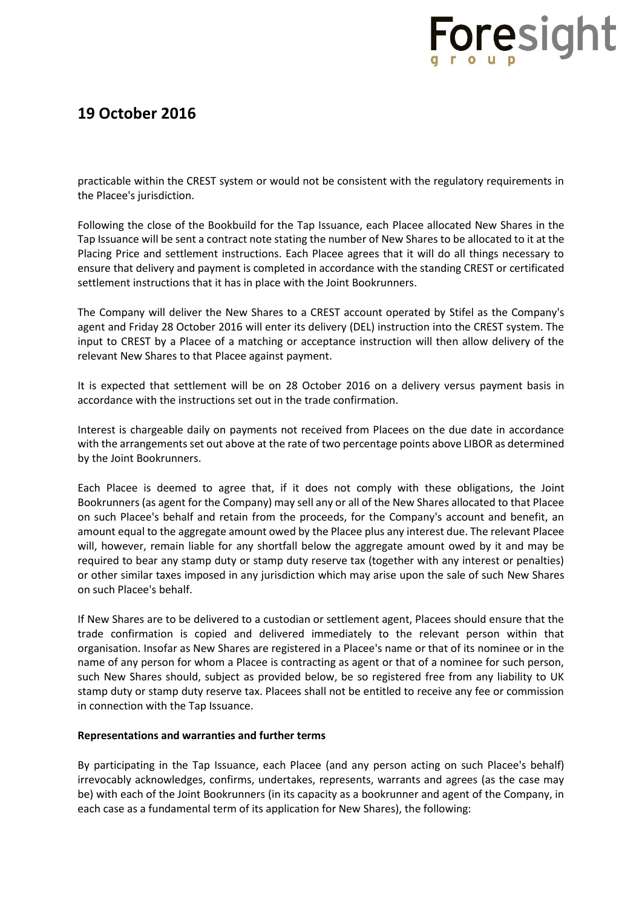practicable within the CREST system or would not be consistent with the regulatory requirements in the Placee's jurisdiction.

Following the close of the Bookbuild for the Tap Issuance, each Placee allocated New Shares in the Tap Issuance will be sent a contract note stating the number of New Shares to be allocated to it at the Placing Price and settlement instructions. Each Placee agrees that it will do all things necessary to ensure that delivery and payment is completed in accordance with the standing CREST or certificated settlement instructions that it has in place with the Joint Bookrunners.

The Company will deliver the New Shares to a CREST account operated by Stifel as the Company's agent and Friday 28 October 2016 will enter its delivery (DEL) instruction into the CREST system. The input to CREST by a Placee of a matching or acceptance instruction will then allow delivery of the relevant New Shares to that Placee against payment.

It is expected that settlement will be on 28 October 2016 on a delivery versus payment basis in accordance with the instructions set out in the trade confirmation.

Interest is chargeable daily on payments not received from Placees on the due date in accordance with the arrangements set out above at the rate of two percentage points above LIBOR as determined by the Joint Bookrunners.

Each Placee is deemed to agree that, if it does not comply with these obligations, the Joint Bookrunners (as agent for the Company) may sell any or all of the New Shares allocated to that Placee on such Placee's behalf and retain from the proceeds, for the Company's account and benefit, an amount equal to the aggregate amount owed by the Placee plus any interest due. The relevant Placee will, however, remain liable for any shortfall below the aggregate amount owed by it and may be required to bear any stamp duty or stamp duty reserve tax (together with any interest or penalties) or other similar taxes imposed in any jurisdiction which may arise upon the sale of such New Shares on such Placee's behalf.

If New Shares are to be delivered to a custodian or settlement agent, Placees should ensure that the trade confirmation is copied and delivered immediately to the relevant person within that organisation. Insofar as New Shares are registered in a Placee's name or that of its nominee or in the name of any person for whom a Placee is contracting as agent or that of a nominee for such person, such New Shares should, subject as provided below, be so registered free from any liability to UK stamp duty or stamp duty reserve tax. Placees shall not be entitled to receive any fee or commission in connection with the Tap Issuance.

**Representations and warranties and further terms**

By participating in the Tap Issuance, each Placee (and any person acting on such Placee's behalf) irrevocably acknowledges, confirms, undertakes, represents, warrants and agrees (as the case may be) with each of the Joint Bookrunners (in its capacity as a bookrunner and agent of the Company, in each case as a fundamental term of its application for New Shares), the following: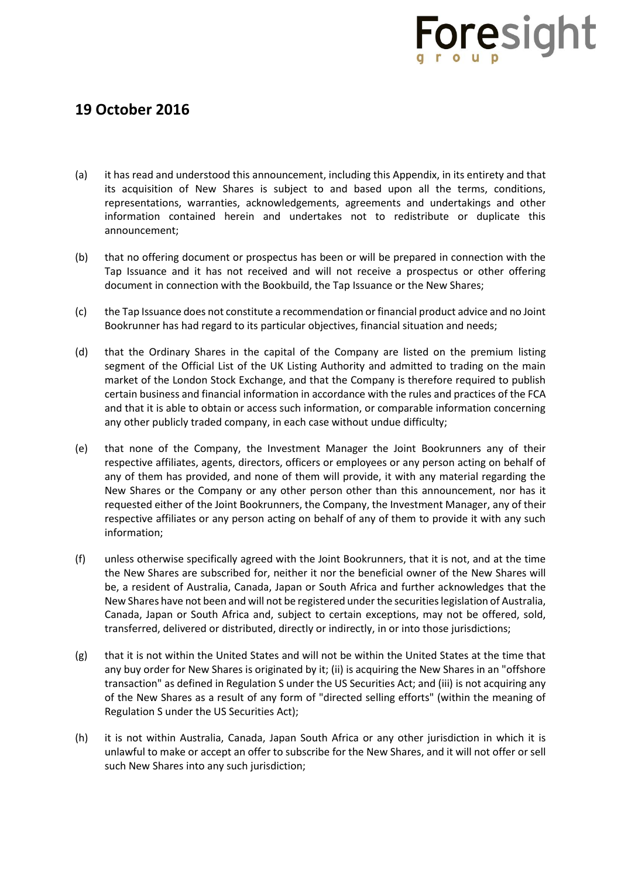## 19 October 2016

(a) it has read and understood this announcement, including this Appendix, in its entirety and that its acquisition of New Shares is subject to and based upon all the terms, conditions, representations, warranties, acknowledgements, agreements and undertakings and other information contained herein and undertakes not to redistribute or duplicate this announcement;

(b) that no offering document or prospectus has been or will be prepared in connection with the Tap Issuance and it has not received and will not receive a prospectus or other offering document in connection with the Bookbuild, the Tap Issuance or the New Shares;

(c) the Tap Issuance does not constitute a recommendation or financial product advice and no Joint Bookrunner has had regard to its particular objectives, financial situation and needs;

(d) that the Ordinary Shares in the capital of the Company are listed on the premium listing segment of the Official List of the UK Listing Authority and admitted to trading on the main market of the London Stock Exchange, and that the Company is therefore required to publish certain business and financial information in accordance with the rules and practices of the FCA and that it is able to obtain or access such information, or comparable information concerning any other publicly traded company, in each case without undue difficulty;

(e) that none of the Company, the Investment Manager the Joint Bookrunners any of their respective affiliates, agents, directors, officers or employees or any person acting on behalf of any of them has provided, and none of them will provide, it with any material regarding the New Shares or the Company or any other person other than this announcement, nor has it requested either of the Joint Bookrunners, the Company, the Investment Manager, any of their respective affiliates or any person acting on behalf of any of them to provide it with any such information;

(f) unless otherwise specifically agreed with the Joint Bookrunners, that it is not, and at the time the New Shares are subscribed for, neither it nor the beneficial owner of the New Shares will be, a resident of Australia, Canada, Japan or South Africa and further acknowledges that the New Shares have not been and will not be registered under the securities legislation of Australia, Canada, Japan or South Africa and, subject to certain exceptions, may not be offered, sold, transferred, delivered or distributed, directly or indirectly, in or into those jurisdictions;

(g) that it is not within the United States and will not be within the United States at the time that any buy order for New Shares is originated by it; (ii) is acquiring the New Shares in an "offshore transaction" as defined in Regulation S under the US Securities Act; and (iii) is not acquiring any of the New Shares as a result of any form of "directed selling efforts" (within the meaning of Regulation S under the US Securities Act);

(h) it is not within Australia, Canada, Japan South Africa or any other jurisdiction in which it is unlawful to make or accept an offer to subscribe for the New Shares, and it will not offer or sell such New Shares into any such jurisdiction;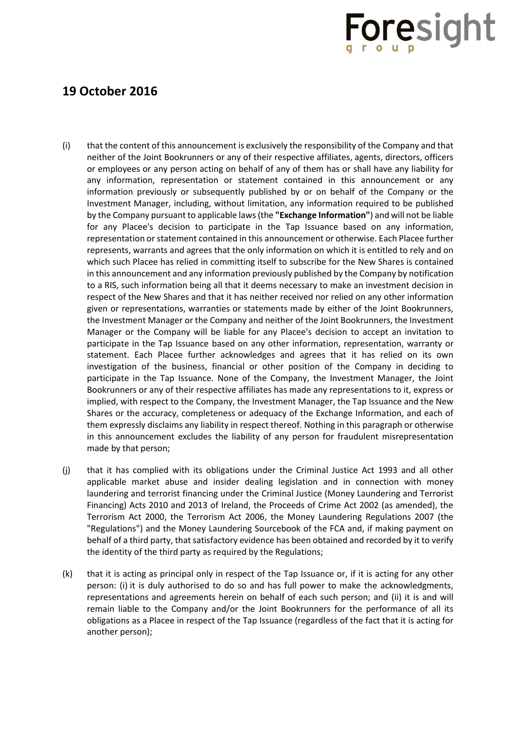## 19 October 2016

(i) that the content of this announcement is exclusively the responsibility of the Company and that neither of the Joint Bookrunners or any of their respective affiliates, agents, directors, officers or employees or any person acting on behalf of any of them has or shall have any liability for any information, representation or statement contained in this announcement or any information previously or subsequently published by or on behalf of the Company or the Investment Manager, including, without limitation, any information required to be published by the Company pursuant to applicable laws (the **"Exchange Information"**) and will not be liable for any Placee's decision to participate in the Tap Issuance based on any information, representation or statement contained in this announcement or otherwise. Each Placee further represents, warrants and agrees that the only information on which it is entitled to rely and on which such Placee has relied in committing itself to subscribe for the New Shares is contained in this announcement and any information previously published by the Company by notification to a RIS, such information being all that it deems necessary to make an investment decision in respect of the New Shares and that it has neither received nor relied on any other information given or representations, warranties or statements made by either of the Joint Bookrunners, the Investment Manager or the Company and neither of the Joint Bookrunners, the Investment Manager or the Company will be liable for any Placee's decision to accept an invitation to participate in the Tap Issuance based on any other information, representation, warranty or statement. Each Placee further acknowledges and agrees that it has relied on its own investigation of the business, financial or other position of the Company in deciding to participate in the Tap Issuance. None of the Company, the Investment Manager, the Joint Bookrunners or any of their respective affiliates has made any representations to it, express or implied, with respect to the Company, the Investment Manager, the Tap Issuance and the New Shares or the accuracy, completeness or adequacy of the Exchange Information, and each of them expressly disclaims any liability in respect thereof. Nothing in this paragraph or otherwise in this announcement excludes the liability of any person for fraudulent misrepresentation made by that person;

(j) that it has complied with its obligations under the Criminal Justice Act 1993 and all other applicable market abuse and insider dealing legislation and in connection with money laundering and terrorist financing under the Criminal Justice (Money Laundering and Terrorist Financing) Acts 2010 and 2013 of Ireland, the Proceeds of Crime Act 2002 (as amended), the Terrorism Act 2000, the Terrorism Act 2006, the Money Laundering Regulations 2007 (the "Regulations") and the Money Laundering Sourcebook of the FCA and, if making payment on behalf of a third party, that satisfactory evidence has been obtained and recorded by it to verify the identity of the third party as required by the Regulations;

(k) that it is acting as principal only in respect of the Tap Issuance or, if it is acting for any other person: (i) it is duly authorised to do so and has full power to make the acknowledgments, representations and agreements herein on behalf of each such person; and (ii) it is and will remain liable to the Company and/or the Joint Bookrunners for the performance of all its obligations as a Placee in respect of the Tap Issuance (regardless of the fact that it is acting for another person);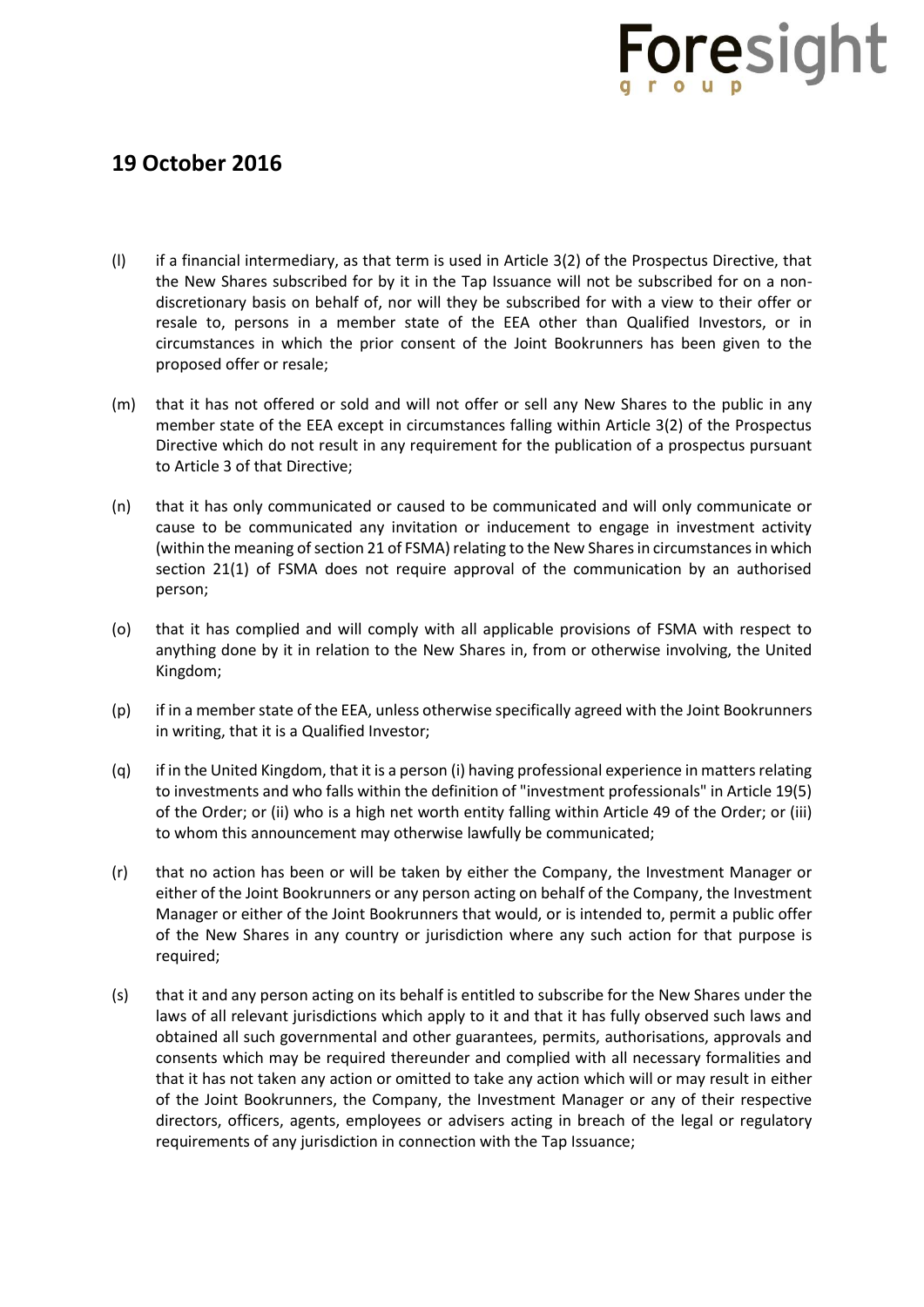## 19 October 2016

(l) if a financial intermediary, as that term is used in Article 3(2) of the Prospectus Directive, that the New Shares subscribed for by it in the Tap Issuance will not be subscribed for on a non-discretionary basis on behalf of, nor will they be subscribed for with a view to their offer or resale to, persons in a member state of the EEA other than Qualified Investors, or in circumstances in which the prior consent of the Joint Bookrunners has been given to the proposed offer or resale;

(m) that it has not offered or sold and will not offer or sell any New Shares to the public in any member state of the EEA except in circumstances falling within Article 3(2) of the Prospectus Directive which do not result in any requirement for the publication of a prospectus pursuant to Article 3 of that Directive;

(n) that it has only communicated or caused to be communicated and will only communicate or cause to be communicated any invitation or inducement to engage in investment activity (within the meaning of section 21 of FSMA) relating to the New Shares in circumstances in which section 21(1) of FSMA does not require approval of the communication by an authorised person;

(o) that it has complied and will comply with all applicable provisions of FSMA with respect to anything done by it in relation to the New Shares in, from or otherwise involving, the United Kingdom;

(p) if in a member state of the EEA, unless otherwise specifically agreed with the Joint Bookrunners in writing, that it is a Qualified Investor;

(q) if in the United Kingdom, that it is a person (i) having professional experience in matters relating to investments and who falls within the definition of "investment professionals" in Article 19(5) of the Order; or (ii) who is a high net worth entity falling within Article 49 of the Order; or (iii) to whom this announcement may otherwise lawfully be communicated;

(r) that no action has been or will be taken by either the Company, the Investment Manager or either of the Joint Bookrunners or any person acting on behalf of the Company, the Investment Manager or either of the Joint Bookrunners that would, or is intended to, permit a public offer of the New Shares in any country or jurisdiction where any such action for that purpose is required;

(s) that it and any person acting on its behalf is entitled to subscribe for the New Shares under the laws of all relevant jurisdictions which apply to it and that it has fully observed such laws and obtained all such governmental and other guarantees, permits, authorisations, approvals and consents which may be required thereunder and complied with all necessary formalities and that it has not taken any action or omitted to take any action which will or may result in either of the Joint Bookrunners, the Company, the Investment Manager or any of their respective directors, officers, agents, employees or advisers acting in breach of the legal or regulatory requirements of any jurisdiction in connection with the Tap Issuance;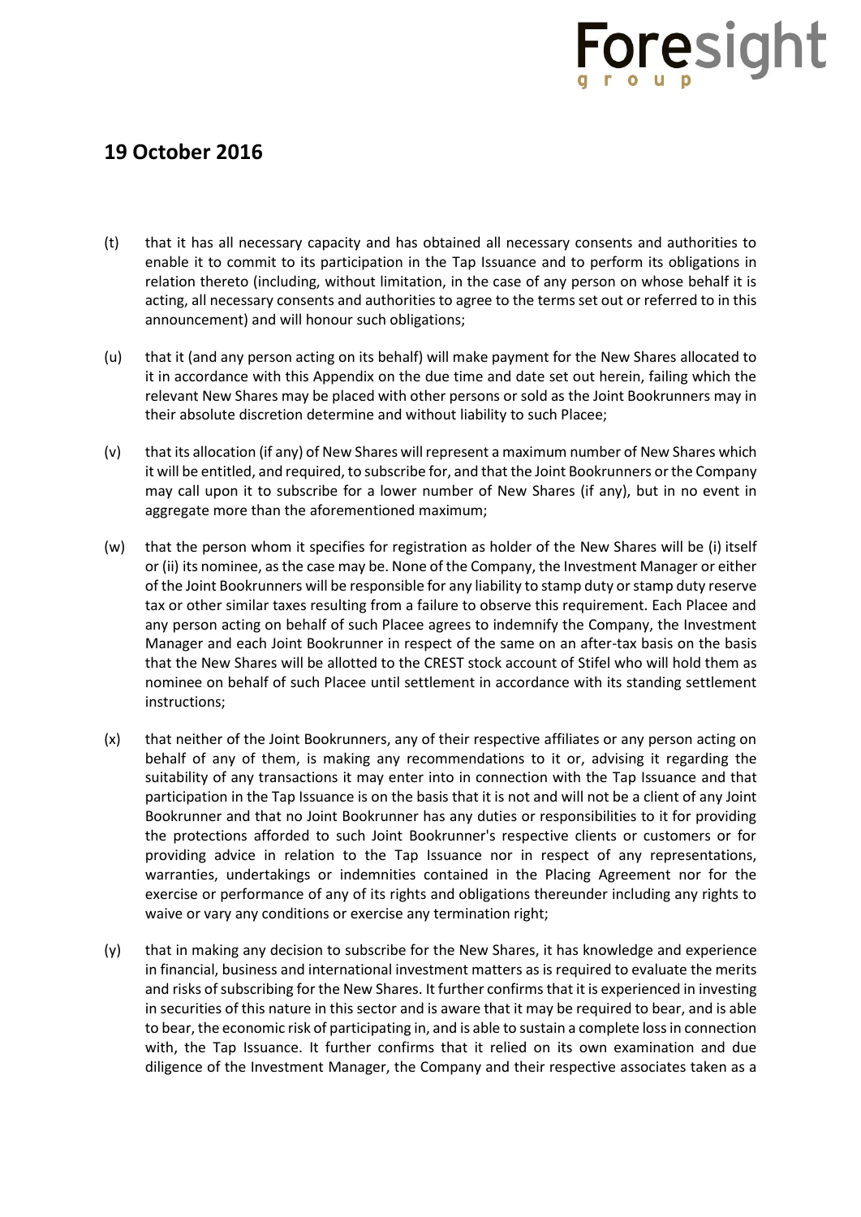## 19 October 2016

(t) that it has all necessary capacity and has obtained all necessary consents and authorities to enable it to commit to its participation in the Tap Issuance and to perform its obligations in relation thereto (including, without limitation, in the case of any person on whose behalf it is acting, all necessary consents and authorities to agree to the terms set out or referred to in this announcement) and will honour such obligations;

(u) that it (and any person acting on its behalf) will make payment for the New Shares allocated to it in accordance with this Appendix on the due time and date set out herein, failing which the relevant New Shares may be placed with other persons or sold as the Joint Bookrunners may in their absolute discretion determine and without liability to such Placee;

(v) that its allocation (if any) of New Shares will represent a maximum number of New Shares which it will be entitled, and required, to subscribe for, and that the Joint Bookrunners or the Company may call upon it to subscribe for a lower number of New Shares (if any), but in no event in aggregate more than the aforementioned maximum;

(w) that the person whom it specifies for registration as holder of the New Shares will be (i) itself or (ii) its nominee, as the case may be. None of the Company, the Investment Manager or either of the Joint Bookrunners will be responsible for any liability to stamp duty or stamp duty reserve tax or other similar taxes resulting from a failure to observe this requirement. Each Placee and any person acting on behalf of such Placee agrees to indemnify the Company, the Investment Manager and each Joint Bookrunner in respect of the same on an after-tax basis on the basis that the New Shares will be allotted to the CREST stock account of Stifel who will hold them as nominee on behalf of such Placee until settlement in accordance with its standing settlement instructions;

(x) that neither of the Joint Bookrunners, any of their respective affiliates or any person acting on behalf of any of them, is making any recommendations to it or, advising it regarding the suitability of any transactions it may enter into in connection with the Tap Issuance and that participation in the Tap Issuance is on the basis that it is not and will not be a client of any Joint Bookrunner and that no Joint Bookrunner has any duties or responsibilities to it for providing the protections afforded to such Joint Bookrunner's respective clients or customers or for providing advice in relation to the Tap Issuance nor in respect of any representations, warranties, undertakings or indemnities contained in the Placing Agreement nor for the exercise or performance of any of its rights and obligations thereunder including any rights to waive or vary any conditions or exercise any termination right;

(y) that in making any decision to subscribe for the New Shares, it has knowledge and experience in financial, business and international investment matters as is required to evaluate the merits and risks of subscribing for the New Shares. It further confirms that it is experienced in investing in securities of this nature in this sector and is aware that it may be required to bear, and is able to bear, the economic risk of participating in, and is able to sustain a complete loss in connection with, the Tap Issuance. It further confirms that it relied on its own examination and due diligence of the Investment Manager, the Company and their respective associates taken as a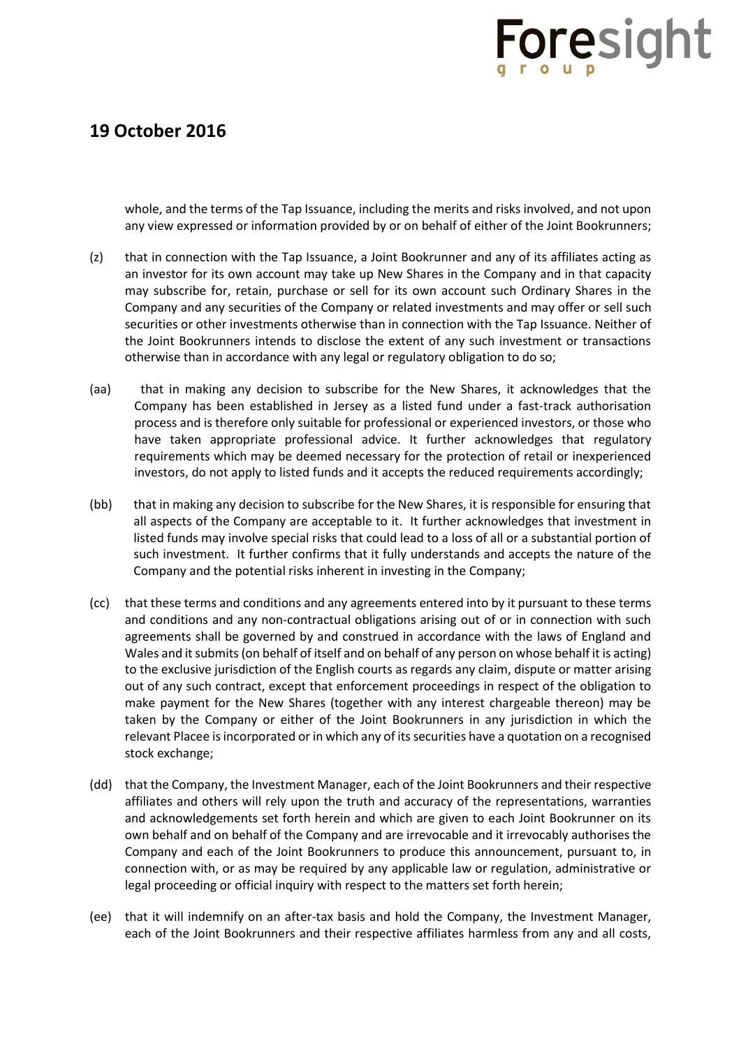whole, and the terms of the Tap Issuance, including the merits and risks involved, and not upon any view expressed or information provided by or on behalf of either of the Joint Bookrunners;

(z) that in connection with the Tap Issuance, a Joint Bookrunner and any of its affiliates acting as an investor for its own account may take up New Shares in the Company and in that capacity may subscribe for, retain, purchase or sell for its own account such Ordinary Shares in the Company and any securities of the Company or related investments and may offer or sell such securities or other investments otherwise than in connection with the Tap Issuance. Neither of the Joint Bookrunners intends to disclose the extent of any such investment or transactions otherwise than in accordance with any legal or regulatory obligation to do so;

(aa) that in making any decision to subscribe for the New Shares, it acknowledges that the Company has been established in Jersey as a listed fund under a fast-track authorisation process and is therefore only suitable for professional or experienced investors, or those who have taken appropriate professional advice. It further acknowledges that regulatory requirements which may be deemed necessary for the protection of retail or inexperienced investors, do not apply to listed funds and it accepts the reduced requirements accordingly;

(bb) that in making any decision to subscribe for the New Shares, it is responsible for ensuring that all aspects of the Company are acceptable to it. It further acknowledges that investment in listed funds may involve special risks that could lead to a loss of all or a substantial portion of such investment. It further confirms that it fully understands and accepts the nature of the Company and the potential risks inherent in investing in the Company;

(cc) that these terms and conditions and any agreements entered into by it pursuant to these terms and conditions and any non-contractual obligations arising out of or in connection with such agreements shall be governed by and construed in accordance with the laws of England and Wales and it submits (on behalf of itself and on behalf of any person on whose behalf it is acting) to the exclusive jurisdiction of the English courts as regards any claim, dispute or matter arising out of any such contract, except that enforcement proceedings in respect of the obligation to make payment for the New Shares (together with any interest chargeable thereon) may be taken by the Company or either of the Joint Bookrunners in any jurisdiction in which the relevant Placee is incorporated or in which any of its securities have a quotation on a recognised stock exchange;

(dd) that the Company, the Investment Manager, each of the Joint Bookrunners and their respective affiliates and others will rely upon the truth and accuracy of the representations, warranties and acknowledgements set forth herein and which are given to each Joint Bookrunner on its own behalf and on behalf of the Company and are irrevocable and it irrevocably authorises the Company and each of the Joint Bookrunners to produce this announcement, pursuant to, in connection with, or as may be required by any applicable law or regulation, administrative or legal proceeding or official inquiry with respect to the matters set forth herein;

(ee) that it will indemnify on an after-tax basis and hold the Company, the Investment Manager, each of the Joint Bookrunners and their respective affiliates harmless from any and all costs,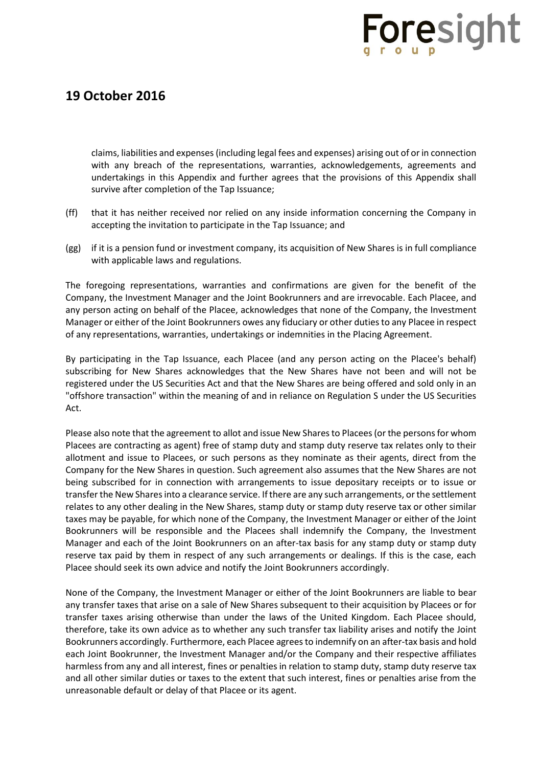claims, liabilities and expenses (including legal fees and expenses) arising out of or in connection with any breach of the representations, warranties, acknowledgements, agreements and undertakings in this Appendix and further agrees that the provisions of this Appendix shall survive after completion of the Tap Issuance;

(ff) that it has neither received nor relied on any inside information concerning the Company in accepting the invitation to participate in the Tap Issuance; and

(gg) if it is a pension fund or investment company, its acquisition of New Shares is in full compliance with applicable laws and regulations.

The foregoing representations, warranties and confirmations are given for the benefit of the Company, the Investment Manager and the Joint Bookrunners and are irrevocable. Each Placee, and any person acting on behalf of the Placee, acknowledges that none of the Company, the Investment Manager or either of the Joint Bookrunners owes any fiduciary or other duties to any Placee in respect of any representations, warranties, undertakings or indemnities in the Placing Agreement.

By participating in the Tap Issuance, each Placee (and any person acting on the Placee's behalf) subscribing for New Shares acknowledges that the New Shares have not been and will not be registered under the US Securities Act and that the New Shares are being offered and sold only in an "offshore transaction" within the meaning of and in reliance on Regulation S under the US Securities Act.

Please also note that the agreement to allot and issue New Shares to Placees (or the persons for whom Placees are contracting as agent) free of stamp duty and stamp duty reserve tax relates only to their allotment and issue to Placees, or such persons as they nominate as their agents, direct from the Company for the New Shares in question. Such agreement also assumes that the New Shares are not being subscribed for in connection with arrangements to issue depositary receipts or to issue or transfer the New Shares into a clearance service. If there are any such arrangements, or the settlement relates to any other dealing in the New Shares, stamp duty or stamp duty reserve tax or other similar taxes may be payable, for which none of the Company, the Investment Manager or either of the Joint Bookrunners will be responsible and the Placees shall indemnify the Company, the Investment Manager and each of the Joint Bookrunners on an after-tax basis for any stamp duty or stamp duty reserve tax paid by them in respect of any such arrangements or dealings. If this is the case, each Placee should seek its own advice and notify the Joint Bookrunners accordingly.

None of the Company, the Investment Manager or either of the Joint Bookrunners are liable to bear any transfer taxes that arise on a sale of New Shares subsequent to their acquisition by Placees or for transfer taxes arising otherwise than under the laws of the United Kingdom. Each Placee should, therefore, take its own advice as to whether any such transfer tax liability arises and notify the Joint Bookrunners accordingly. Furthermore, each Placee agrees to indemnify on an after-tax basis and hold each Joint Bookrunner, the Investment Manager and/or the Company and their respective affiliates harmless from any and all interest, fines or penalties in relation to stamp duty, stamp duty reserve tax and all other similar duties or taxes to the extent that such interest, fines or penalties arise from the unreasonable default or delay of that Placee or its agent.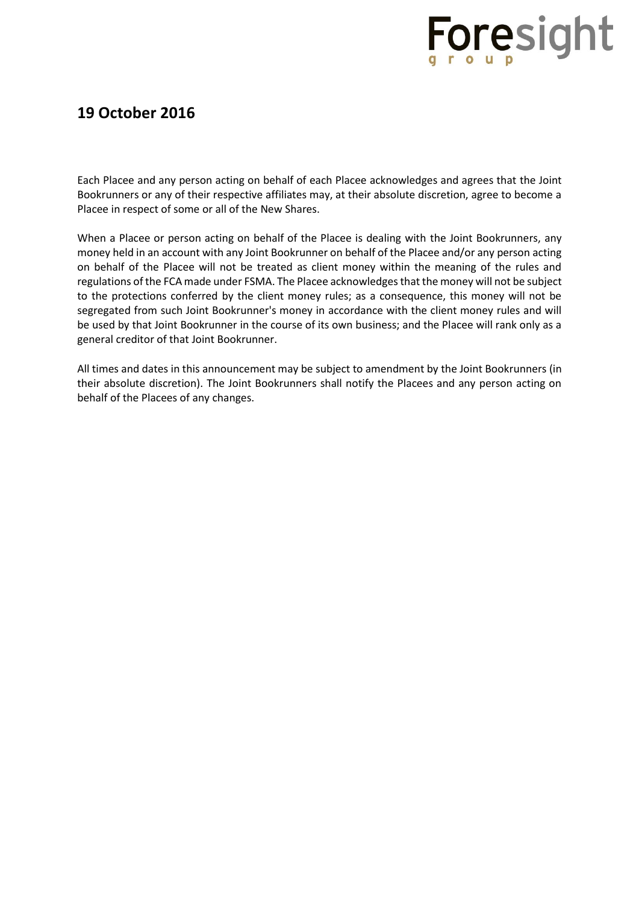## 19 October 2016

Each Placee and any person acting on behalf of each Placee acknowledges and agrees that the Joint Bookrunners or any of their respective affiliates may, at their absolute discretion, agree to become a Placee in respect of some or all of the New Shares.

When a Placee or person acting on behalf of the Placee is dealing with the Joint Bookrunners, any money held in an account with any Joint Bookrunner on behalf of the Placee and/or any person acting on behalf of the Placee will not be treated as client money within the meaning of the rules and regulations of the FCA made under FSMA. The Placee acknowledges that the money will not be subject to the protections conferred by the client money rules; as a consequence, this money will not be segregated from such Joint Bookrunner's money in accordance with the client money rules and will be used by that Joint Bookrunner in the course of its own business; and the Placee will rank only as a general creditor of that Joint Bookrunner.

All times and dates in this announcement may be subject to amendment by the Joint Bookrunners (in their absolute discretion). The Joint Bookrunners shall notify the Placees and any person acting on behalf of the Placees of any changes.